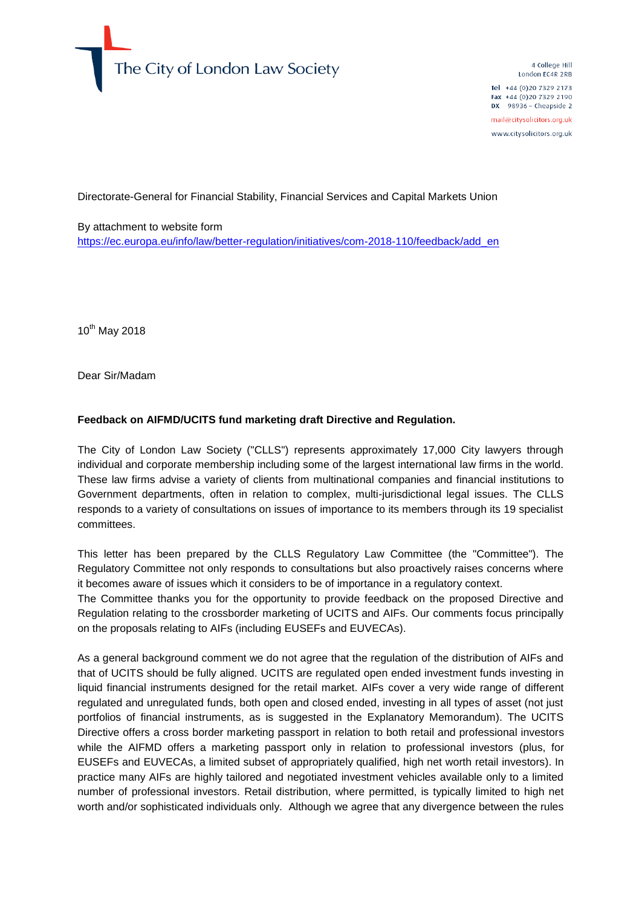The City of London Law Society

4 College Hill
London EC4R 2RB

Tel +44 (0)20 7329 2173
Fax +44 (0)20 7329 2190
DX 98936 – Cheapside 2

mail@citysolicitors.org.uk

www.citysolicitors.org.uk

Directorate-General for Financial Stability, Financial Services and Capital Markets Union

By attachment to website form
https://ec.europa.eu/info/law/better-regulation/initiatives/com-2018-110/feedback/add_en

10th May 2018

Dear Sir/Madam

**Feedback on AIFMD/UCITS fund marketing draft Directive and Regulation.**

The City of London Law Society ("CLLS") represents approximately 17,000 City lawyers through individual and corporate membership including some of the largest international law firms in the world. These law firms advise a variety of clients from multinational companies and financial institutions to Government departments, often in relation to complex, multi-jurisdictional legal issues. The CLLS responds to a variety of consultations on issues of importance to its members through its 19 specialist committees.

This letter has been prepared by the CLLS Regulatory Law Committee (the "Committee"). The Regulatory Committee not only responds to consultations but also proactively raises concerns where it becomes aware of issues which it considers to be of importance in a regulatory context.

The Committee thanks you for the opportunity to provide feedback on the proposed Directive and Regulation relating to the crossborder marketing of UCITS and AIFs. Our comments focus principally on the proposals relating to AIFs (including EUSEFs and EUVECAs).

As a general background comment we do not agree that the regulation of the distribution of AIFs and that of UCITS should be fully aligned. UCITS are regulated open ended investment funds investing in liquid financial instruments designed for the retail market. AIFs cover a very wide range of different regulated and unregulated funds, both open and closed ended, investing in all types of asset (not just portfolios of financial instruments, as is suggested in the Explanatory Memorandum). The UCITS Directive offers a cross border marketing passport in relation to both retail and professional investors while the AIFMD offers a marketing passport only in relation to professional investors (plus, for EUSEFs and EUVECAs, a limited subset of appropriately qualified, high net worth retail investors). In practice many AIFs are highly tailored and negotiated investment vehicles available only to a limited number of professional investors. Retail distribution, where permitted, is typically limited to high net worth and/or sophisticated individuals only. Although we agree that any divergence between the rules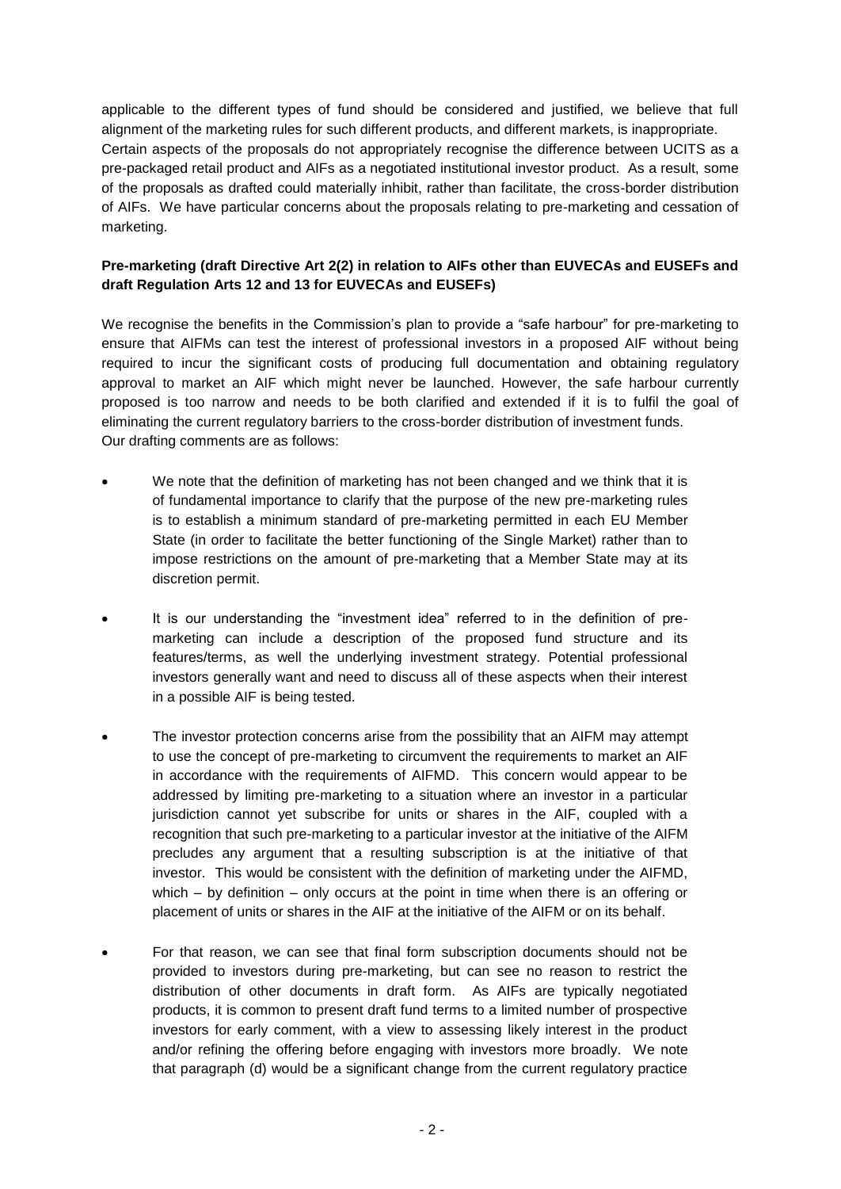applicable to the different types of fund should be considered and justified, we believe that full alignment of the marketing rules for such different products, and different markets, is inappropriate. Certain aspects of the proposals do not appropriately recognise the difference between UCITS as a pre-packaged retail product and AIFs as a negotiated institutional investor product. As a result, some of the proposals as drafted could materially inhibit, rather than facilitate, the cross-border distribution of AIFs. We have particular concerns about the proposals relating to pre-marketing and cessation of marketing.

**Pre-marketing (draft Directive Art 2(2) in relation to AIFs other than EUVECAs and EUSEFs and draft Regulation Arts 12 and 13 for EUVECAs and EUSEFs)**

We recognise the benefits in the Commission's plan to provide a "safe harbour" for pre-marketing to ensure that AIFMs can test the interest of professional investors in a proposed AIF without being required to incur the significant costs of producing full documentation and obtaining regulatory approval to market an AIF which might never be launched. However, the safe harbour currently proposed is too narrow and needs to be both clarified and extended if it is to fulfil the goal of eliminating the current regulatory barriers to the cross-border distribution of investment funds. Our drafting comments are as follows:

- We note that the definition of marketing has not been changed and we think that it is of fundamental importance to clarify that the purpose of the new pre-marketing rules is to establish a minimum standard of pre-marketing permitted in each EU Member State (in order to facilitate the better functioning of the Single Market) rather than to impose restrictions on the amount of pre-marketing that a Member State may at its discretion permit.

- It is our understanding the "investment idea" referred to in the definition of pre-marketing can include a description of the proposed fund structure and its features/terms, as well the underlying investment strategy. Potential professional investors generally want and need to discuss all of these aspects when their interest in a possible AIF is being tested.

- The investor protection concerns arise from the possibility that an AIFM may attempt to use the concept of pre-marketing to circumvent the requirements to market an AIF in accordance with the requirements of AIFMD. This concern would appear to be addressed by limiting pre-marketing to a situation where an investor in a particular jurisdiction cannot yet subscribe for units or shares in the AIF, coupled with a recognition that such pre-marketing to a particular investor at the initiative of the AIFM precludes any argument that a resulting subscription is at the initiative of that investor. This would be consistent with the definition of marketing under the AIFMD, which – by definition – only occurs at the point in time when there is an offering or placement of units or shares in the AIF at the initiative of the AIFM or on its behalf.

- For that reason, we can see that final form subscription documents should not be provided to investors during pre-marketing, but can see no reason to restrict the distribution of other documents in draft form. As AIFs are typically negotiated products, it is common to present draft fund terms to a limited number of prospective investors for early comment, with a view to assessing likely interest in the product and/or refining the offering before engaging with investors more broadly. We note that paragraph (d) would be a significant change from the current regulatory practice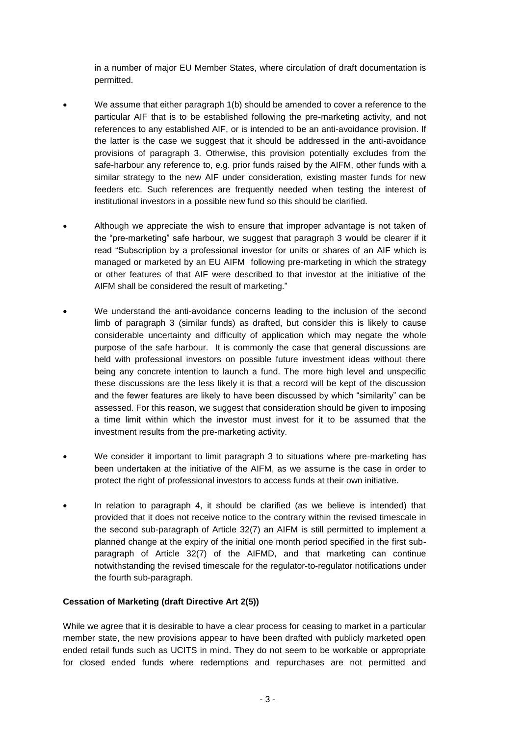in a number of major EU Member States, where circulation of draft documentation is permitted.

- We assume that either paragraph 1(b) should be amended to cover a reference to the particular AIF that is to be established following the pre-marketing activity, and not references to any established AIF, or is intended to be an anti-avoidance provision. If the latter is the case we suggest that it should be addressed in the anti-avoidance provisions of paragraph 3. Otherwise, this provision potentially excludes from the safe-harbour any reference to, e.g. prior funds raised by the AIFM, other funds with a similar strategy to the new AIF under consideration, existing master funds for new feeders etc. Such references are frequently needed when testing the interest of institutional investors in a possible new fund so this should be clarified.
- Although we appreciate the wish to ensure that improper advantage is not taken of the "pre-marketing" safe harbour, we suggest that paragraph 3 would be clearer if it read "Subscription by a professional investor for units or shares of an AIF which is managed or marketed by an EU AIFM following pre-marketing in which the strategy or other features of that AIF were described to that investor at the initiative of the AIFM shall be considered the result of marketing."
- We understand the anti-avoidance concerns leading to the inclusion of the second limb of paragraph 3 (similar funds) as drafted, but consider this is likely to cause considerable uncertainty and difficulty of application which may negate the whole purpose of the safe harbour. It is commonly the case that general discussions are held with professional investors on possible future investment ideas without there being any concrete intention to launch a fund. The more high level and unspecific these discussions are the less likely it is that a record will be kept of the discussion and the fewer features are likely to have been discussed by which "similarity" can be assessed. For this reason, we suggest that consideration should be given to imposing a time limit within which the investor must invest for it to be assumed that the investment results from the pre-marketing activity.
- We consider it important to limit paragraph 3 to situations where pre-marketing has been undertaken at the initiative of the AIFM, as we assume is the case in order to protect the right of professional investors to access funds at their own initiative.
- In relation to paragraph 4, it should be clarified (as we believe is intended) that provided that it does not receive notice to the contrary within the revised timescale in the second sub-paragraph of Article 32(7) an AIFM is still permitted to implement a planned change at the expiry of the initial one month period specified in the first sub-paragraph of Article 32(7) of the AIFMD, and that marketing can continue notwithstanding the revised timescale for the regulator-to-regulator notifications under the fourth sub-paragraph.

**Cessation of Marketing (draft Directive Art 2(5))**

While we agree that it is desirable to have a clear process for ceasing to market in a particular member state, the new provisions appear to have been drafted with publicly marketed open ended retail funds such as UCITS in mind. They do not seem to be workable or appropriate for closed ended funds where redemptions and repurchases are not permitted and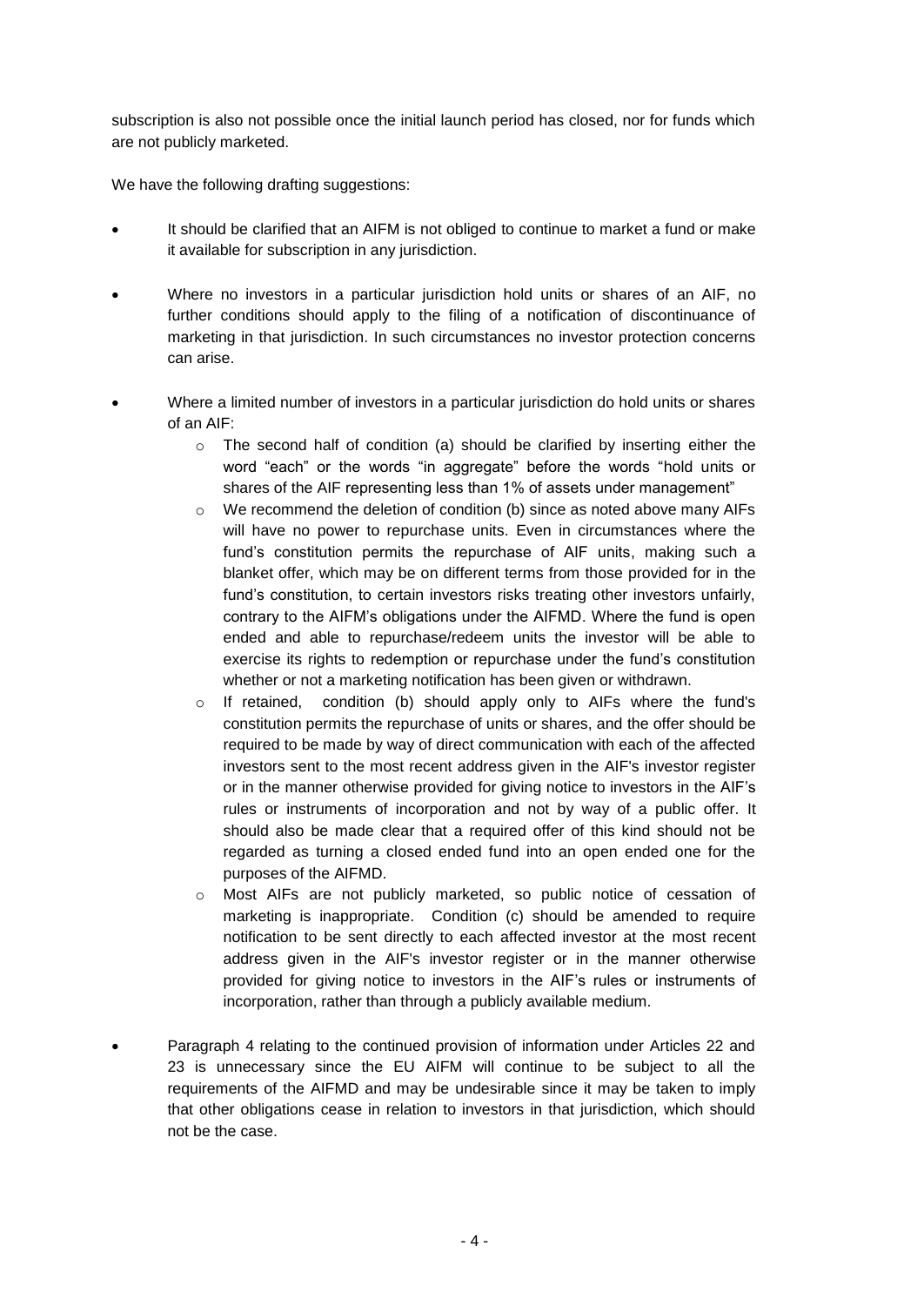subscription is also not possible once the initial launch period has closed, nor for funds which are not publicly marketed.

We have the following drafting suggestions:

- It should be clarified that an AIFM is not obliged to continue to market a fund or make it available for subscription in any jurisdiction.
- Where no investors in a particular jurisdiction hold units or shares of an AIF, no further conditions should apply to the filing of a notification of discontinuance of marketing in that jurisdiction. In such circumstances no investor protection concerns can arise.
- Where a limited number of investors in a particular jurisdiction do hold units or shares of an AIF:
    - The second half of condition (a) should be clarified by inserting either the word "each" or the words "in aggregate" before the words "hold units or shares of the AIF representing less than 1% of assets under management"
    - We recommend the deletion of condition (b) since as noted above many AIFs will have no power to repurchase units. Even in circumstances where the fund's constitution permits the repurchase of AIF units, making such a blanket offer, which may be on different terms from those provided for in the fund's constitution, to certain investors risks treating other investors unfairly, contrary to the AIFM's obligations under the AIFMD. Where the fund is open ended and able to repurchase/redeem units the investor will be able to exercise its rights to redemption or repurchase under the fund's constitution whether or not a marketing notification has been given or withdrawn.
    - If retained, condition (b) should apply only to AIFs where the fund's constitution permits the repurchase of units or shares, and the offer should be required to be made by way of direct communication with each of the affected investors sent to the most recent address given in the AIF's investor register or in the manner otherwise provided for giving notice to investors in the AIF's rules or instruments of incorporation and not by way of a public offer. It should also be made clear that a required offer of this kind should not be regarded as turning a closed ended fund into an open ended one for the purposes of the AIFMD.
    - Most AIFs are not publicly marketed, so public notice of cessation of marketing is inappropriate. Condition (c) should be amended to require notification to be sent directly to each affected investor at the most recent address given in the AIF's investor register or in the manner otherwise provided for giving notice to investors in the AIF's rules or instruments of incorporation, rather than through a publicly available medium.
- Paragraph 4 relating to the continued provision of information under Articles 22 and 23 is unnecessary since the EU AIFM will continue to be subject to all the requirements of the AIFMD and may be undesirable since it may be taken to imply that other obligations cease in relation to investors in that jurisdiction, which should not be the case.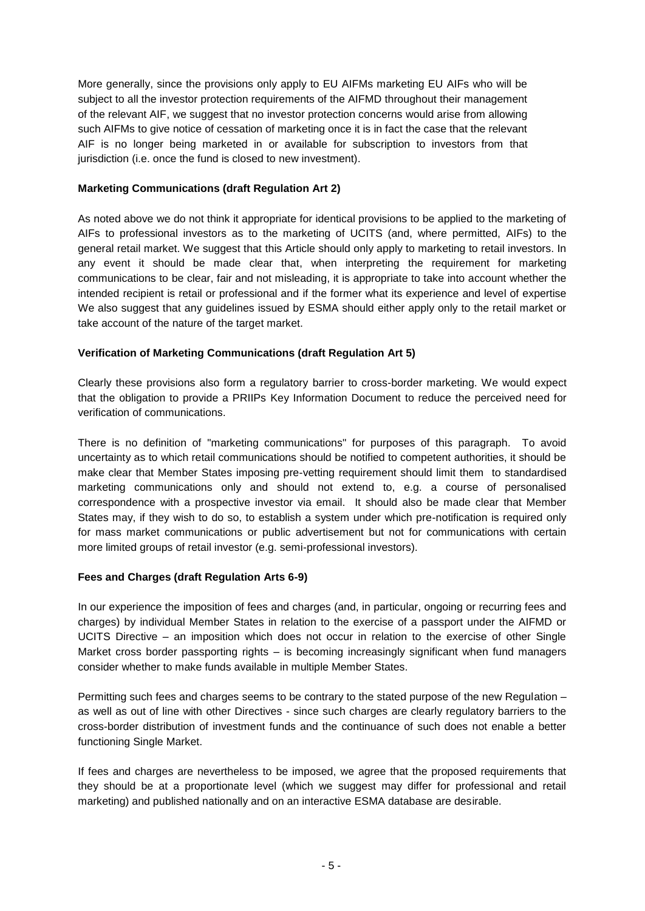More generally, since the provisions only apply to EU AIFMs marketing EU AIFs who will be subject to all the investor protection requirements of the AIFMD throughout their management of the relevant AIF, we suggest that no investor protection concerns would arise from allowing such AIFMs to give notice of cessation of marketing once it is in fact the case that the relevant AIF is no longer being marketed in or available for subscription to investors from that jurisdiction (i.e. once the fund is closed to new investment).

**Marketing Communications (draft Regulation Art 2)**

As noted above we do not think it appropriate for identical provisions to be applied to the marketing of AIFs to professional investors as to the marketing of UCITS (and, where permitted, AIFs) to the general retail market. We suggest that this Article should only apply to marketing to retail investors. In any event it should be made clear that, when interpreting the requirement for marketing communications to be clear, fair and not misleading, it is appropriate to take into account whether the intended recipient is retail or professional and if the former what its experience and level of expertise We also suggest that any guidelines issued by ESMA should either apply only to the retail market or take account of the nature of the target market.

**Verification of Marketing Communications (draft Regulation Art 5)**

Clearly these provisions also form a regulatory barrier to cross-border marketing. We would expect that the obligation to provide a PRIIPs Key Information Document to reduce the perceived need for verification of communications.

There is no definition of "marketing communications" for purposes of this paragraph. To avoid uncertainty as to which retail communications should be notified to competent authorities, it should be make clear that Member States imposing pre-vetting requirement should limit them to standardised marketing communications only and should not extend to, e.g. a course of personalised correspondence with a prospective investor via email. It should also be made clear that Member States may, if they wish to do so, to establish a system under which pre-notification is required only for mass market communications or public advertisement but not for communications with certain more limited groups of retail investor (e.g. semi-professional investors).

**Fees and Charges (draft Regulation Arts 6-9)**

In our experience the imposition of fees and charges (and, in particular, ongoing or recurring fees and charges) by individual Member States in relation to the exercise of a passport under the AIFMD or UCITS Directive – an imposition which does not occur in relation to the exercise of other Single Market cross border passporting rights – is becoming increasingly significant when fund managers consider whether to make funds available in multiple Member States.

Permitting such fees and charges seems to be contrary to the stated purpose of the new Regulation – as well as out of line with other Directives - since such charges are clearly regulatory barriers to the cross-border distribution of investment funds and the continuance of such does not enable a better functioning Single Market.

If fees and charges are nevertheless to be imposed, we agree that the proposed requirements that they should be at a proportionate level (which we suggest may differ for professional and retail marketing) and published nationally and on an interactive ESMA database are desirable.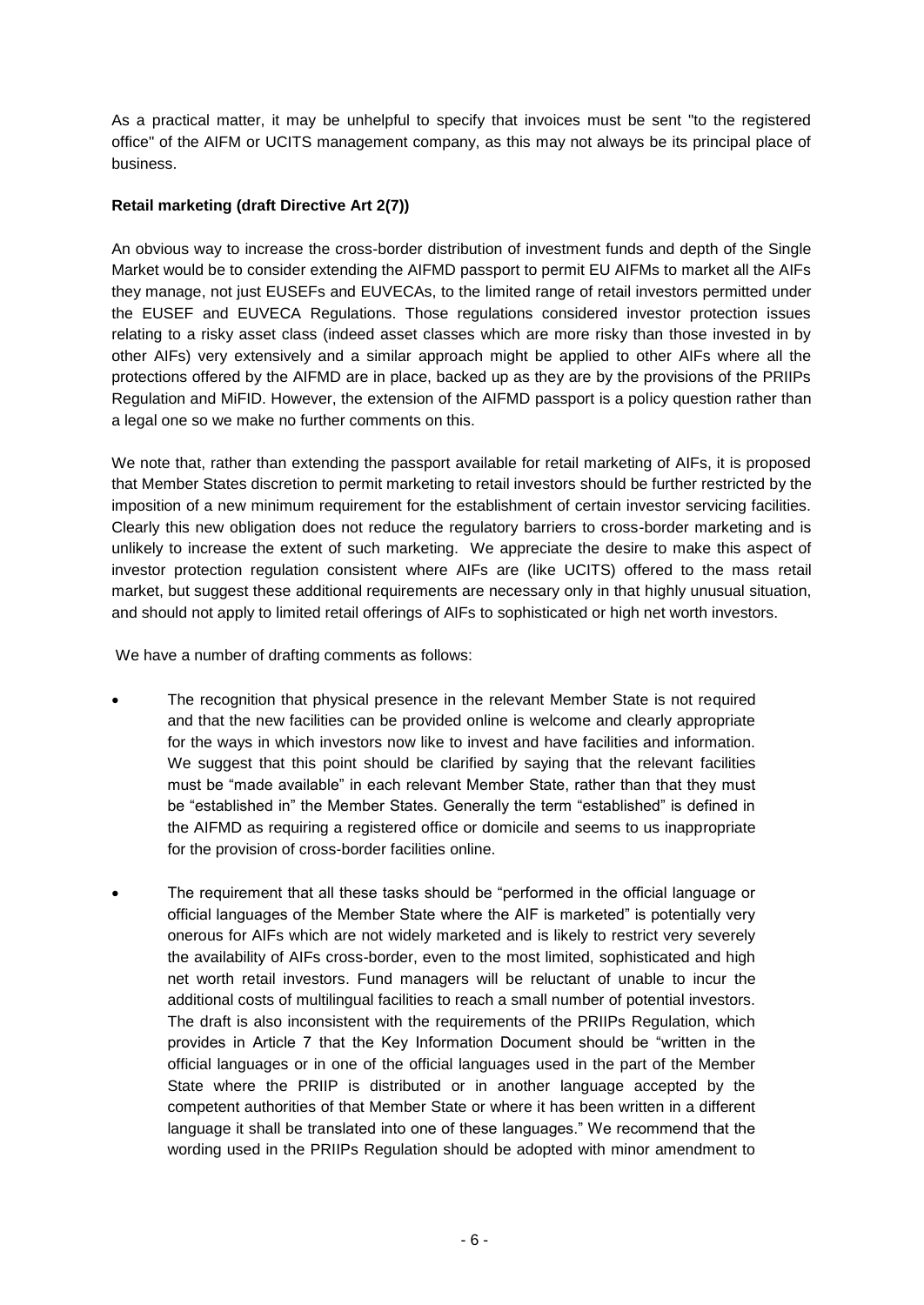As a practical matter, it may be unhelpful to specify that invoices must be sent "to the registered office" of the AIFM or UCITS management company, as this may not always be its principal place of business.

**Retail marketing (draft Directive Art 2(7))**

An obvious way to increase the cross-border distribution of investment funds and depth of the Single Market would be to consider extending the AIFMD passport to permit EU AIFMs to market all the AIFs they manage, not just EUSEFs and EUVECAs, to the limited range of retail investors permitted under the EUSEF and EUVECA Regulations. Those regulations considered investor protection issues relating to a risky asset class (indeed asset classes which are more risky than those invested in by other AIFs) very extensively and a similar approach might be applied to other AIFs where all the protections offered by the AIFMD are in place, backed up as they are by the provisions of the PRIIPs Regulation and MiFID. However, the extension of the AIFMD passport is a policy question rather than a legal one so we make no further comments on this.

We note that, rather than extending the passport available for retail marketing of AIFs, it is proposed that Member States discretion to permit marketing to retail investors should be further restricted by the imposition of a new minimum requirement for the establishment of certain investor servicing facilities. Clearly this new obligation does not reduce the regulatory barriers to cross-border marketing and is unlikely to increase the extent of such marketing. We appreciate the desire to make this aspect of investor protection regulation consistent where AIFs are (like UCITS) offered to the mass retail market, but suggest these additional requirements are necessary only in that highly unusual situation, and should not apply to limited retail offerings of AIFs to sophisticated or high net worth investors.

We have a number of drafting comments as follows:

- The recognition that physical presence in the relevant Member State is not required and that the new facilities can be provided online is welcome and clearly appropriate for the ways in which investors now like to invest and have facilities and information. We suggest that this point should be clarified by saying that the relevant facilities must be "made available" in each relevant Member State, rather than that they must be "established in" the Member States. Generally the term "established" is defined in the AIFMD as requiring a registered office or domicile and seems to us inappropriate for the provision of cross-border facilities online.
- The requirement that all these tasks should be "performed in the official language or official languages of the Member State where the AIF is marketed" is potentially very onerous for AIFs which are not widely marketed and is likely to restrict very severely the availability of AIFs cross-border, even to the most limited, sophisticated and high net worth retail investors. Fund managers will be reluctant of unable to incur the additional costs of multilingual facilities to reach a small number of potential investors. The draft is also inconsistent with the requirements of the PRIIPs Regulation, which provides in Article 7 that the Key Information Document should be "written in the official languages or in one of the official languages used in the part of the Member State where the PRIIP is distributed or in another language accepted by the competent authorities of that Member State or where it has been written in a different language it shall be translated into one of these languages." We recommend that the wording used in the PRIIPs Regulation should be adopted with minor amendment to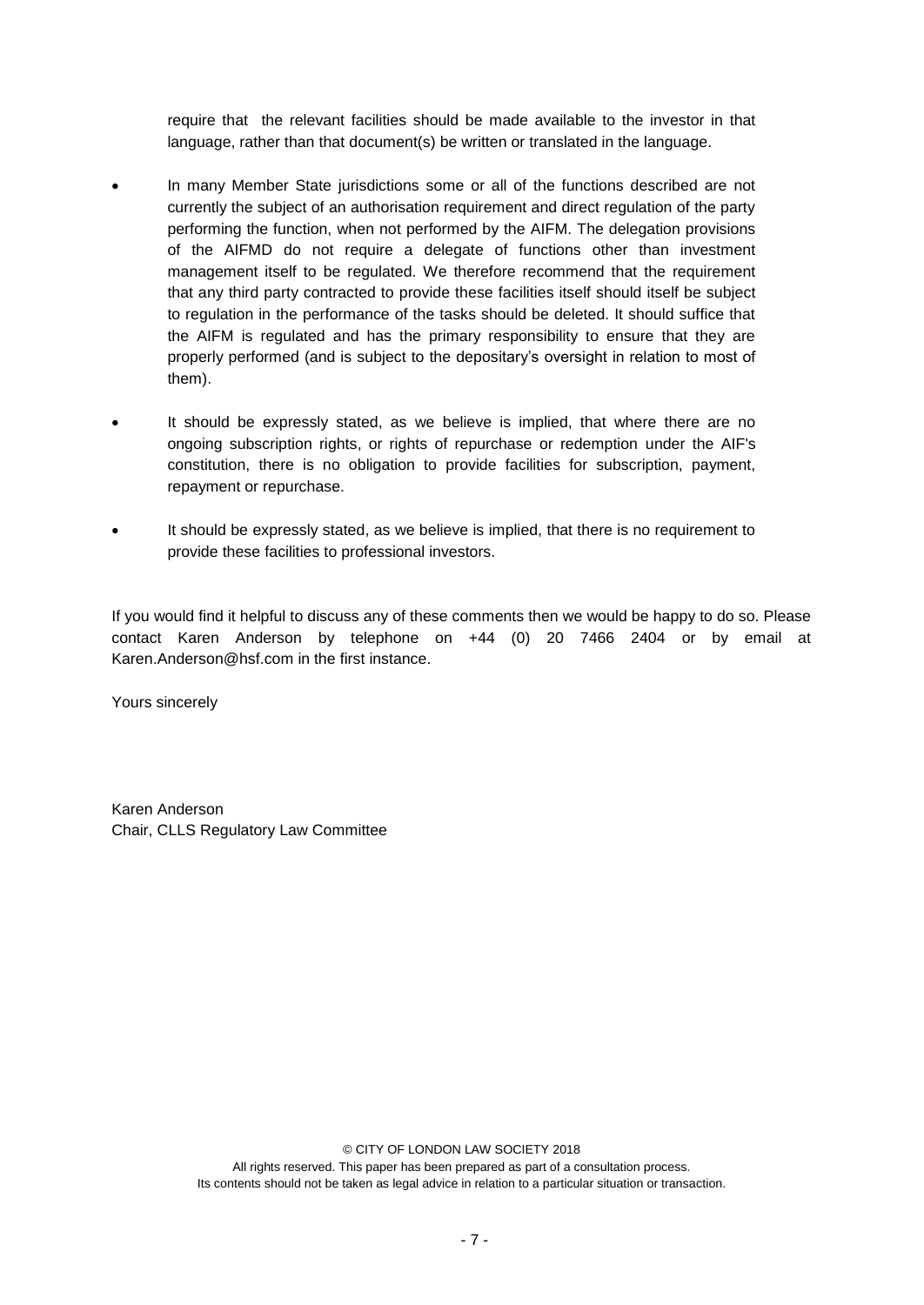require that the relevant facilities should be made available to the investor in that language, rather than that document(s) be written or translated in the language.

- In many Member State jurisdictions some or all of the functions described are not currently the subject of an authorisation requirement and direct regulation of the party performing the function, when not performed by the AIFM. The delegation provisions of the AIFMD do not require a delegate of functions other than investment management itself to be regulated. We therefore recommend that the requirement that any third party contracted to provide these facilities itself should itself be subject to regulation in the performance of the tasks should be deleted. It should suffice that the AIFM is regulated and has the primary responsibility to ensure that they are properly performed (and is subject to the depositary's oversight in relation to most of them).

- It should be expressly stated, as we believe is implied, that where there are no ongoing subscription rights, or rights of repurchase or redemption under the AIF's constitution, there is no obligation to provide facilities for subscription, payment, repayment or repurchase.

- It should be expressly stated, as we believe is implied, that there is no requirement to provide these facilities to professional investors.

If you would find it helpful to discuss any of these comments then we would be happy to do so. Please contact Karen Anderson by telephone on +44 (0) 20 7466 2404 or by email at Karen.Anderson@hsf.com in the first instance.

Yours sincerely

Karen Anderson
Chair, CLLS Regulatory Law Committee

© CITY OF LONDON LAW SOCIETY 2018
All rights reserved. This paper has been prepared as part of a consultation process.
Its contents should not be taken as legal advice in relation to a particular situation or transaction.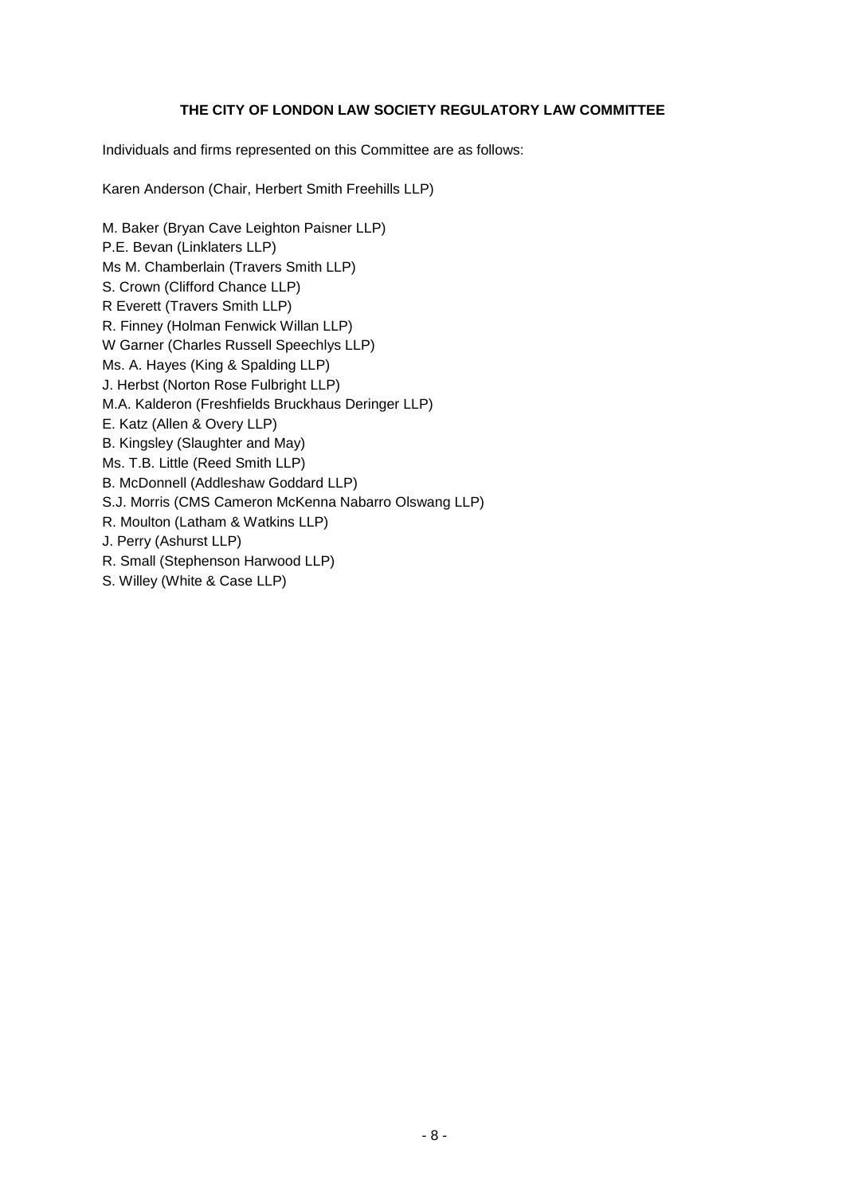**THE CITY OF LONDON LAW SOCIETY REGULATORY LAW COMMITTEE**

Individuals and firms represented on this Committee are as follows:

Karen Anderson (Chair, Herbert Smith Freehills LLP)

M. Baker (Bryan Cave Leighton Paisner LLP)
P.E. Bevan (Linklaters LLP)
Ms M. Chamberlain (Travers Smith LLP)
S. Crown (Clifford Chance LLP)
R Everett (Travers Smith LLP)
R. Finney (Holman Fenwick Willan LLP)
W Garner (Charles Russell Speechlys LLP)
Ms. A. Hayes (King & Spalding LLP)
J. Herbst (Norton Rose Fulbright LLP)
M.A. Kalderon (Freshfields Bruckhaus Deringer LLP)
E. Katz (Allen & Overy LLP)
B. Kingsley (Slaughter and May)
Ms. T.B. Little (Reed Smith LLP)
B. McDonnell (Addleshaw Goddard LLP)
S.J. Morris (CMS Cameron McKenna Nabarro Olswang LLP)
R. Moulton (Latham & Watkins LLP)
J. Perry (Ashurst LLP)
R. Small (Stephenson Harwood LLP)
S. Willey (White & Case LLP)